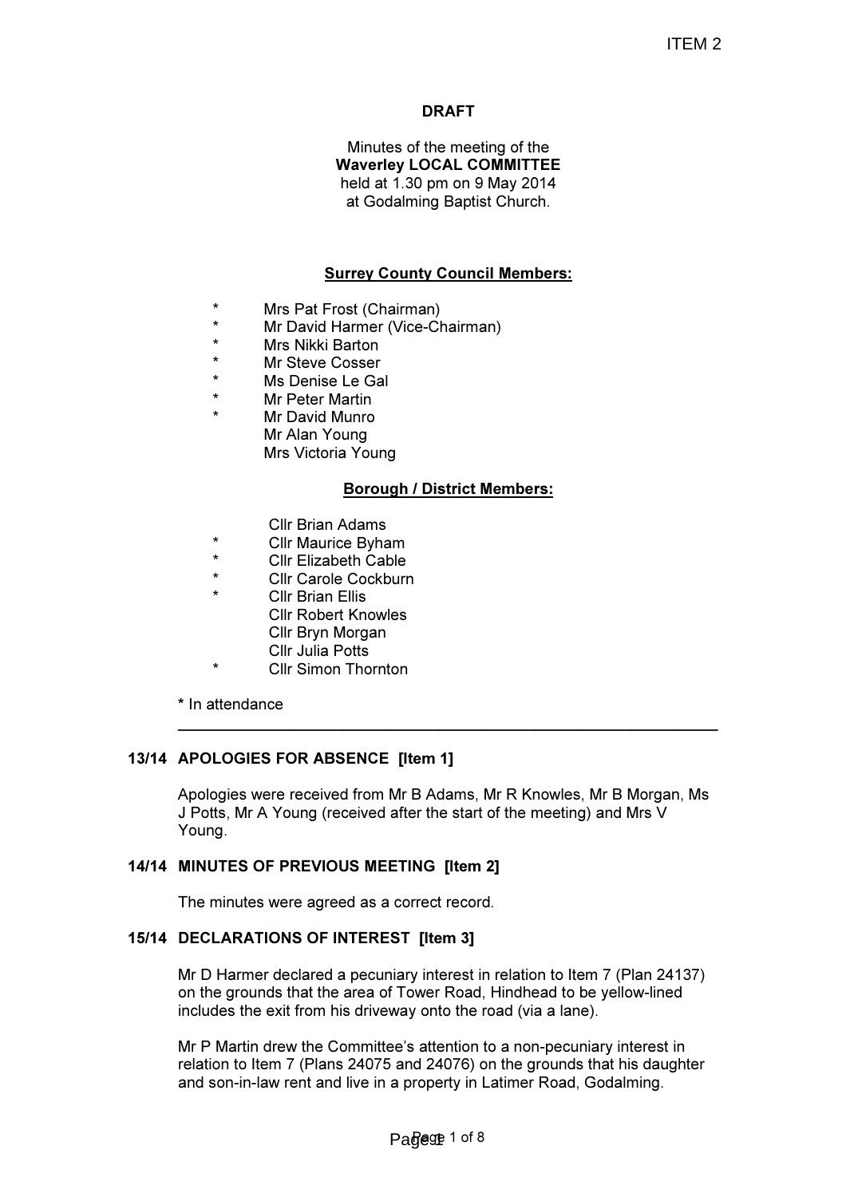ITEM 2

**DRAFT**

Minutes of the meeting of the
**Waverley LOCAL COMMITTEE**
held at 1.30 pm on 9 May 2014
at Godalming Baptist Church.

**Surrey County Council Members:**

- \* Mrs Pat Frost (Chairman)
- \* Mr David Harmer (Vice-Chairman)
- \* Mrs Nikki Barton
- \* Mr Steve Cosser
- \* Ms Denise Le Gal
- \* Mr Peter Martin
- \* Mr David Munro
- Mr Alan Young
- Mrs Victoria Young

**Borough / District Members:**

- Cllr Brian Adams
- \* Cllr Maurice Byham
- \* Cllr Elizabeth Cable
- \* Cllr Carole Cockburn
- \* Cllr Brian Ellis
- Cllr Robert Knowles
- Cllr Bryn Morgan
- Cllr Julia Potts
- \* Cllr Simon Thornton

\* In attendance

---

## 13/14 APOLOGIES FOR ABSENCE [Item 1]

Apologies were received from Mr B Adams, Mr R Knowles, Mr B Morgan, Ms J Potts, Mr A Young (received after the start of the meeting) and Mrs V Young.

## 14/14 MINUTES OF PREVIOUS MEETING [Item 2]

The minutes were agreed as a correct record.

## 15/14 DECLARATIONS OF INTEREST [Item 3]

Mr D Harmer declared a pecuniary interest in relation to Item 7 (Plan 24137) on the grounds that the area of Tower Road, Hindhead to be yellow-lined includes the exit from his driveway onto the road (via a lane).

Mr P Martin drew the Committee's attention to a non-pecuniary interest in relation to Item 7 (Plans 24075 and 24076) on the grounds that his daughter and son-in-law rent and live in a property in Latimer Road, Godalming.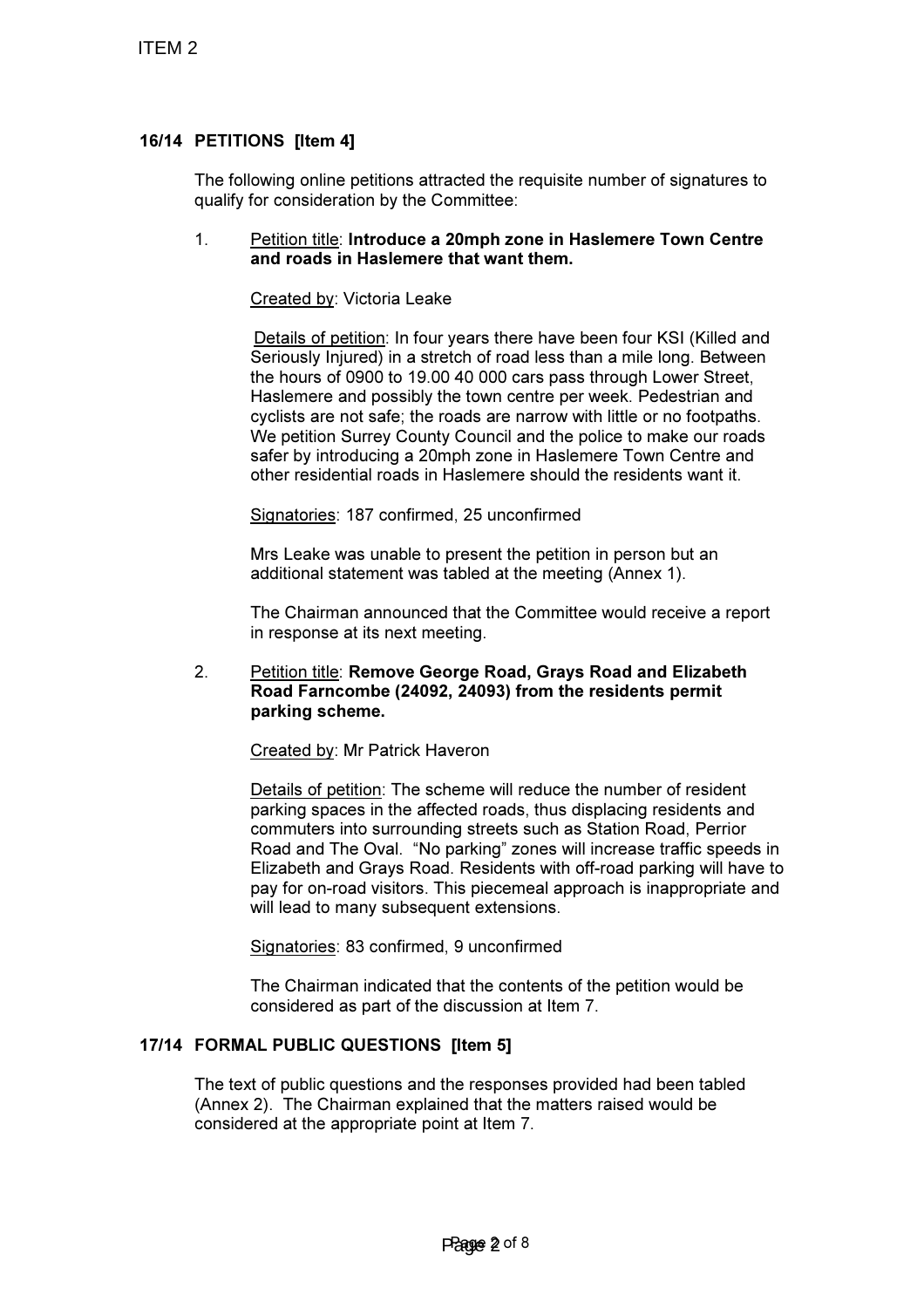ITEM 2

## 16/14 PETITIONS [Item 4]

The following online petitions attracted the requisite number of signatures to qualify for consideration by the Committee:

1. Petition title: **Introduce a 20mph zone in Haslemere Town Centre and roads in Haslemere that want them.**

   Created by: Victoria Leake

   Details of petition: In four years there have been four KSI (Killed and Seriously Injured) in a stretch of road less than a mile long. Between the hours of 0900 to 19.00 40 000 cars pass through Lower Street, Haslemere and possibly the town centre per week. Pedestrian and cyclists are not safe; the roads are narrow with little or no footpaths. We petition Surrey County Council and the police to make our roads safer by introducing a 20mph zone in Haslemere Town Centre and other residential roads in Haslemere should the residents want it.

   Signatories: 187 confirmed, 25 unconfirmed

   Mrs Leake was unable to present the petition in person but an additional statement was tabled at the meeting (Annex 1).

   The Chairman announced that the Committee would receive a report in response at its next meeting.

2. Petition title: **Remove George Road, Grays Road and Elizabeth Road Farncombe (24092, 24093) from the residents permit parking scheme.**

   Created by: Mr Patrick Haveron

   Details of petition: The scheme will reduce the number of resident parking spaces in the affected roads, thus displacing residents and commuters into surrounding streets such as Station Road, Perrior Road and The Oval. "No parking" zones will increase traffic speeds in Elizabeth and Grays Road. Residents with off-road parking will have to pay for on-road visitors. This piecemeal approach is inappropriate and will lead to many subsequent extensions.

   Signatories: 83 confirmed, 9 unconfirmed

   The Chairman indicated that the contents of the petition would be considered as part of the discussion at Item 7.

## 17/14 FORMAL PUBLIC QUESTIONS [Item 5]

The text of public questions and the responses provided had been tabled (Annex 2). The Chairman explained that the matters raised would be considered at the appropriate point at Item 7.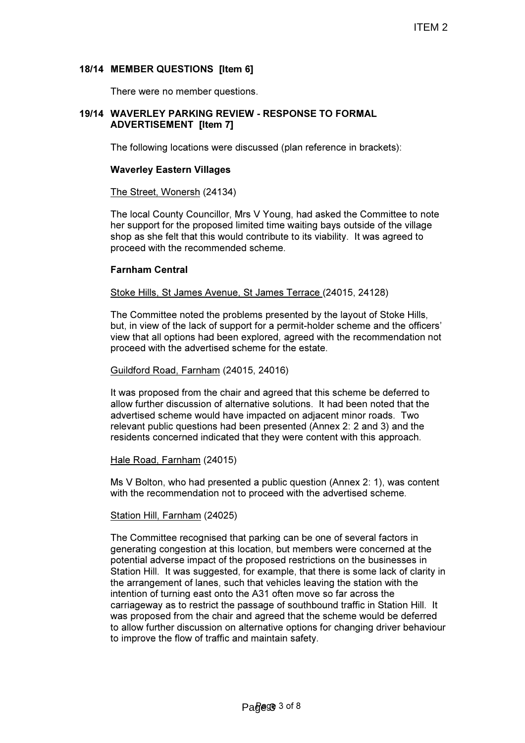**18/14 MEMBER QUESTIONS [Item 6]**

There were no member questions.

**19/14 WAVERLEY PARKING REVIEW - RESPONSE TO FORMAL ADVERTISEMENT [Item 7]**

The following locations were discussed (plan reference in brackets):

**Waverley Eastern Villages**

The Street, Wonersh (24134)

The local County Councillor, Mrs V Young, had asked the Committee to note her support for the proposed limited time waiting bays outside of the village shop as she felt that this would contribute to its viability. It was agreed to proceed with the recommended scheme.

**Farnham Central**

Stoke Hills, St James Avenue, St James Terrace (24015, 24128)

The Committee noted the problems presented by the layout of Stoke Hills, but, in view of the lack of support for a permit-holder scheme and the officers' view that all options had been explored, agreed with the recommendation not proceed with the advertised scheme for the estate.

Guildford Road, Farnham (24015, 24016)

It was proposed from the chair and agreed that this scheme be deferred to allow further discussion of alternative solutions. It had been noted that the advertised scheme would have impacted on adjacent minor roads. Two relevant public questions had been presented (Annex 2: 2 and 3) and the residents concerned indicated that they were content with this approach.

Hale Road, Farnham (24015)

Ms V Bolton, who had presented a public question (Annex 2: 1), was content with the recommendation not to proceed with the advertised scheme.

Station Hill, Farnham (24025)

The Committee recognised that parking can be one of several factors in generating congestion at this location, but members were concerned at the potential adverse impact of the proposed restrictions on the businesses in Station Hill. It was suggested, for example, that there is some lack of clarity in the arrangement of lanes, such that vehicles leaving the station with the intention of turning east onto the A31 often move so far across the carriageway as to restrict the passage of southbound traffic in Station Hill. It was proposed from the chair and agreed that the scheme would be deferred to allow further discussion on alternative options for changing driver behaviour to improve the flow of traffic and maintain safety.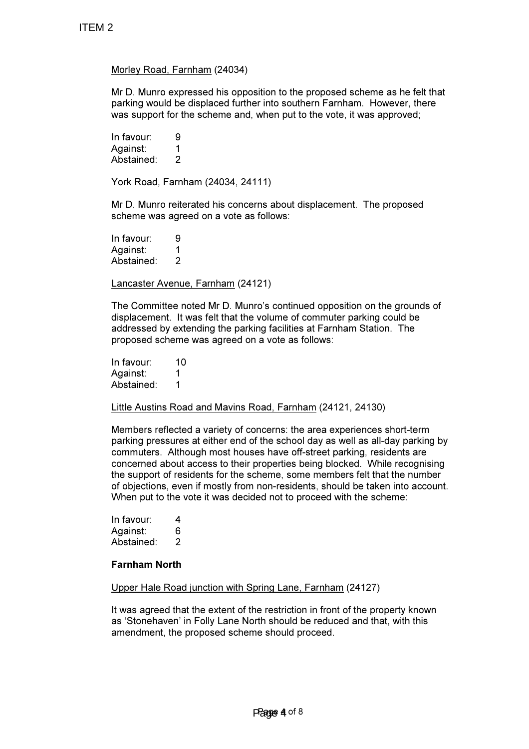Morley Road, Farnham (24034)

Mr D. Munro expressed his opposition to the proposed scheme as he felt that parking would be displaced further into southern Farnham. However, there was support for the scheme and, when put to the vote, it was approved;

In favour: 9
Against: 1
Abstained: 2

York Road, Farnham (24034, 24111)

Mr D. Munro reiterated his concerns about displacement. The proposed scheme was agreed on a vote as follows:

In favour: 9
Against: 1
Abstained: 2

Lancaster Avenue, Farnham (24121)

The Committee noted Mr D. Munro's continued opposition on the grounds of displacement. It was felt that the volume of commuter parking could be addressed by extending the parking facilities at Farnham Station. The proposed scheme was agreed on a vote as follows:

In favour: 10
Against: 1
Abstained: 1

Little Austins Road and Mavins Road, Farnham (24121, 24130)

Members reflected a variety of concerns: the area experiences short-term parking pressures at either end of the school day as well as all-day parking by commuters. Although most houses have off-street parking, residents are concerned about access to their properties being blocked. While recognising the support of residents for the scheme, some members felt that the number of objections, even if mostly from non-residents, should be taken into account. When put to the vote it was decided not to proceed with the scheme:

In favour: 4
Against: 6
Abstained: 2

**Farnham North**

Upper Hale Road junction with Spring Lane, Farnham (24127)

It was agreed that the extent of the restriction in front of the property known as 'Stonehaven' in Folly Lane North should be reduced and that, with this amendment, the proposed scheme should proceed.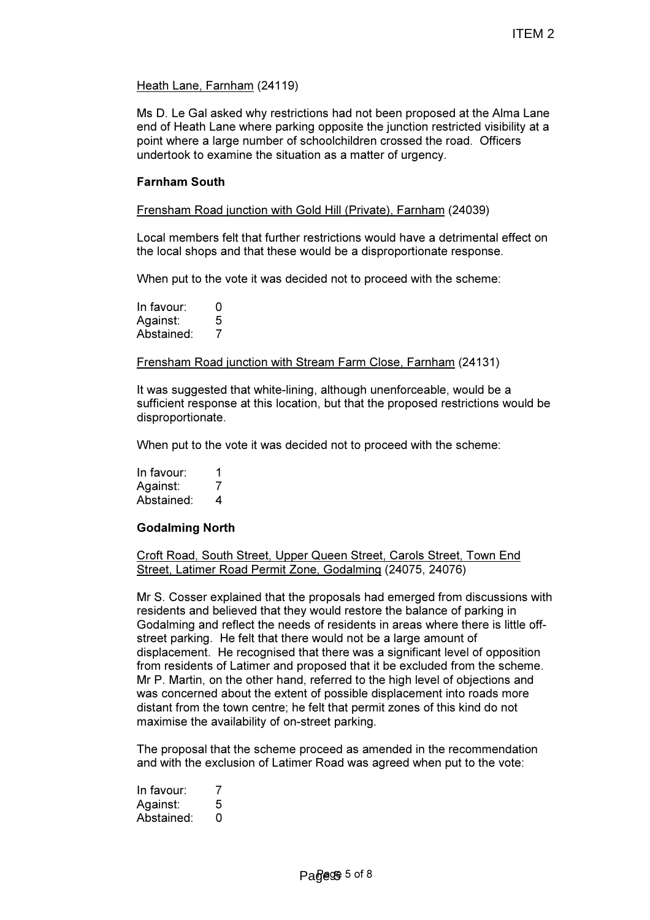Heath Lane, Farnham (24119)

Ms D. Le Gal asked why restrictions had not been proposed at the Alma Lane end of Heath Lane where parking opposite the junction restricted visibility at a point where a large number of schoolchildren crossed the road. Officers undertook to examine the situation as a matter of urgency.

**Farnham South**

Frensham Road junction with Gold Hill (Private), Farnham (24039)

Local members felt that further restrictions would have a detrimental effect on the local shops and that these would be a disproportionate response.

When put to the vote it was decided not to proceed with the scheme:

In favour: 0
Against: 5
Abstained: 7

Frensham Road junction with Stream Farm Close, Farnham (24131)

It was suggested that white-lining, although unenforceable, would be a sufficient response at this location, but that the proposed restrictions would be disproportionate.

When put to the vote it was decided not to proceed with the scheme:

In favour: 1
Against: 7
Abstained: 4

**Godalming North**

Croft Road, South Street, Upper Queen Street, Carols Street, Town End Street, Latimer Road Permit Zone, Godalming (24075, 24076)

Mr S. Cosser explained that the proposals had emerged from discussions with residents and believed that they would restore the balance of parking in Godalming and reflect the needs of residents in areas where there is little off-street parking. He felt that there would not be a large amount of displacement. He recognised that there was a significant level of opposition from residents of Latimer and proposed that it be excluded from the scheme. Mr P. Martin, on the other hand, referred to the high level of objections and was concerned about the extent of possible displacement into roads more distant from the town centre; he felt that permit zones of this kind do not maximise the availability of on-street parking.

The proposal that the scheme proceed as amended in the recommendation and with the exclusion of Latimer Road was agreed when put to the vote:

In favour: 7
Against: 5
Abstained: 0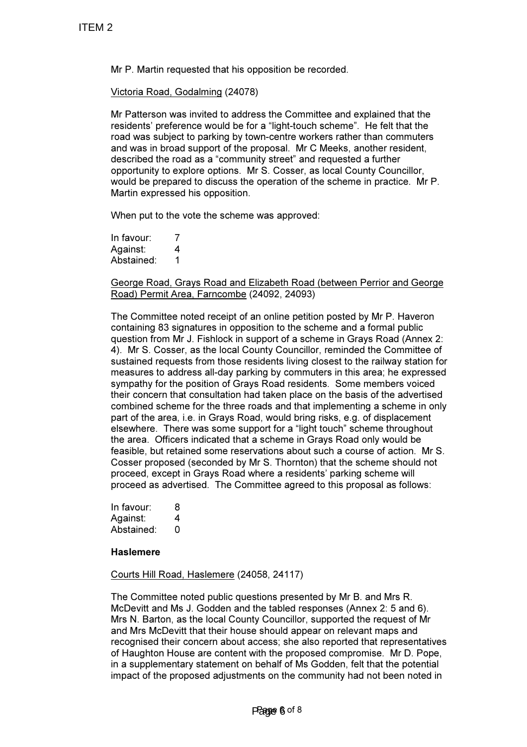Mr P. Martin requested that his opposition be recorded.

Victoria Road, Godalming (24078)

Mr Patterson was invited to address the Committee and explained that the residents' preference would be for a "light-touch scheme". He felt that the road was subject to parking by town-centre workers rather than commuters and was in broad support of the proposal. Mr C Meeks, another resident, described the road as a "community street" and requested a further opportunity to explore options. Mr S. Cosser, as local County Councillor, would be prepared to discuss the operation of the scheme in practice. Mr P. Martin expressed his opposition.

When put to the vote the scheme was approved:

| | |
|---|---|
| In favour: | 7 |
| Against: | 4 |
| Abstained: | 1 |

George Road, Grays Road and Elizabeth Road (between Perrior and George Road) Permit Area, Farncombe (24092, 24093)

The Committee noted receipt of an online petition posted by Mr P. Haveron containing 83 signatures in opposition to the scheme and a formal public question from Mr J. Fishlock in support of a scheme in Grays Road (Annex 2: 4). Mr S. Cosser, as the local County Councillor, reminded the Committee of sustained requests from those residents living closest to the railway station for measures to address all-day parking by commuters in this area; he expressed sympathy for the position of Grays Road residents. Some members voiced their concern that consultation had taken place on the basis of the advertised combined scheme for the three roads and that implementing a scheme in only part of the area, i.e. in Grays Road, would bring risks, e.g. of displacement elsewhere. There was some support for a "light touch" scheme throughout the area. Officers indicated that a scheme in Grays Road only would be feasible, but retained some reservations about such a course of action. Mr S. Cosser proposed (seconded by Mr S. Thornton) that the scheme should not proceed, except in Grays Road where a residents' parking scheme will proceed as advertised. The Committee agreed to this proposal as follows:

| | |
|---|---|
| In favour: | 8 |
| Against: | 4 |
| Abstained: | 0 |

**Haslemere**

Courts Hill Road, Haslemere (24058, 24117)

The Committee noted public questions presented by Mr B. and Mrs R. McDevitt and Ms J. Godden and the tabled responses (Annex 2: 5 and 6). Mrs N. Barton, as the local County Councillor, supported the request of Mr and Mrs McDevitt that their house should appear on relevant maps and recognised their concern about access; she also reported that representatives of Haughton House are content with the proposed compromise. Mr D. Pope, in a supplementary statement on behalf of Ms Godden, felt that the potential impact of the proposed adjustments on the community had not been noted in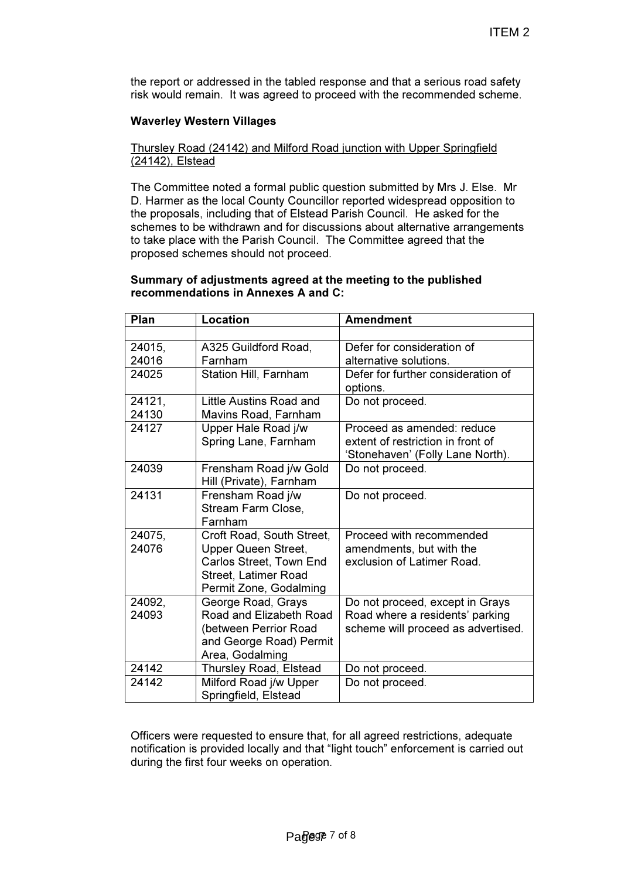the report or addressed in the tabled response and that a serious road safety risk would remain. It was agreed to proceed with the recommended scheme.

**Waverley Western Villages**

Thursley Road (24142) and Milford Road junction with Upper Springfield (24142), Elstead

The Committee noted a formal public question submitted by Mrs J. Else. Mr D. Harmer as the local County Councillor reported widespread opposition to the proposals, including that of Elstead Parish Council. He asked for the schemes to be withdrawn and for discussions about alternative arrangements to take place with the Parish Council. The Committee agreed that the proposed schemes should not proceed.

**Summary of adjustments agreed at the meeting to the published recommendations in Annexes A and C:**

| Plan | Location | Amendment |
|---|---|---|
| | | |
| 24015, 24016 | A325 Guildford Road, Farnham | Defer for consideration of alternative solutions. |
| 24025 | Station Hill, Farnham | Defer for further consideration of options. |
| 24121, 24130 | Little Austins Road and Mavins Road, Farnham | Do not proceed. |
| 24127 | Upper Hale Road j/w Spring Lane, Farnham | Proceed as amended: reduce extent of restriction in front of 'Stonehaven' (Folly Lane North). |
| 24039 | Frensham Road j/w Gold Hill (Private), Farnham | Do not proceed. |
| 24131 | Frensham Road j/w Stream Farm Close, Farnham | Do not proceed. |
| 24075, 24076 | Croft Road, South Street, Upper Queen Street, Carlos Street, Town End Street, Latimer Road Permit Zone, Godalming | Proceed with recommended amendments, but with the exclusion of Latimer Road. |
| 24092, 24093 | George Road, Grays Road and Elizabeth Road (between Perrior Road and George Road) Permit Area, Godalming | Do not proceed, except in Grays Road where a residents' parking scheme will proceed as advertised. |
| 24142 | Thursley Road, Elstead | Do not proceed. |
| 24142 | Milford Road j/w Upper Springfield, Elstead | Do not proceed. |

Officers were requested to ensure that, for all agreed restrictions, adequate notification is provided locally and that "light touch" enforcement is carried out during the first four weeks on operation.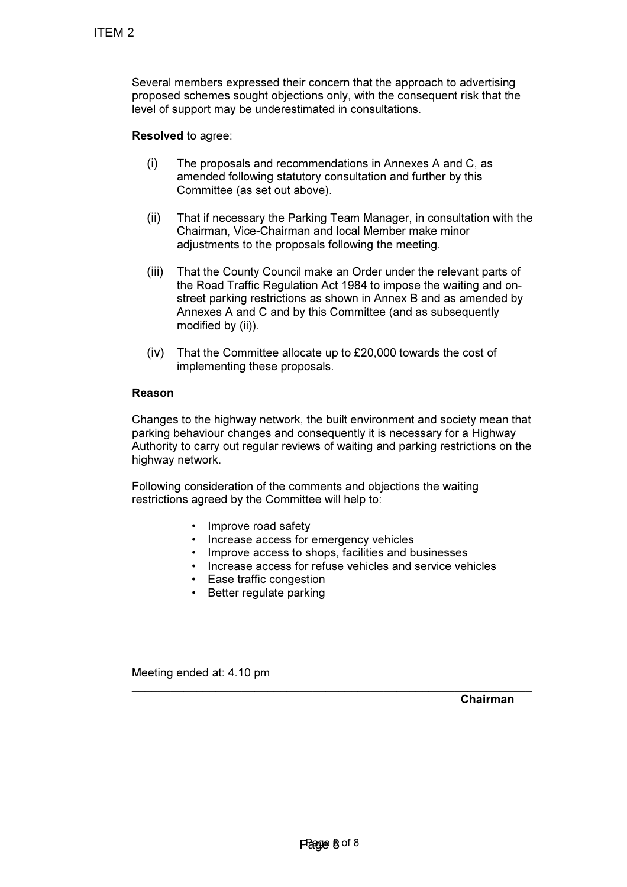Several members expressed their concern that the approach to advertising proposed schemes sought objections only, with the consequent risk that the level of support may be underestimated in consultations.

**Resolved** to agree:

(i) The proposals and recommendations in Annexes A and C, as amended following statutory consultation and further by this Committee (as set out above).

(ii) That if necessary the Parking Team Manager, in consultation with the Chairman, Vice-Chairman and local Member make minor adjustments to the proposals following the meeting.

(iii) That the County Council make an Order under the relevant parts of the Road Traffic Regulation Act 1984 to impose the waiting and on-street parking restrictions as shown in Annex B and as amended by Annexes A and C and by this Committee (and as subsequently modified by (ii)).

(iv) That the Committee allocate up to £20,000 towards the cost of implementing these proposals.

**Reason**

Changes to the highway network, the built environment and society mean that parking behaviour changes and consequently it is necessary for a Highway Authority to carry out regular reviews of waiting and parking restrictions on the highway network.

Following consideration of the comments and objections the waiting restrictions agreed by the Committee will help to:

- Improve road safety
- Increase access for emergency vehicles
- Improve access to shops, facilities and businesses
- Increase access for refuse vehicles and service vehicles
- Ease traffic congestion
- Better regulate parking

Meeting ended at: 4.10 pm

**Chairman**